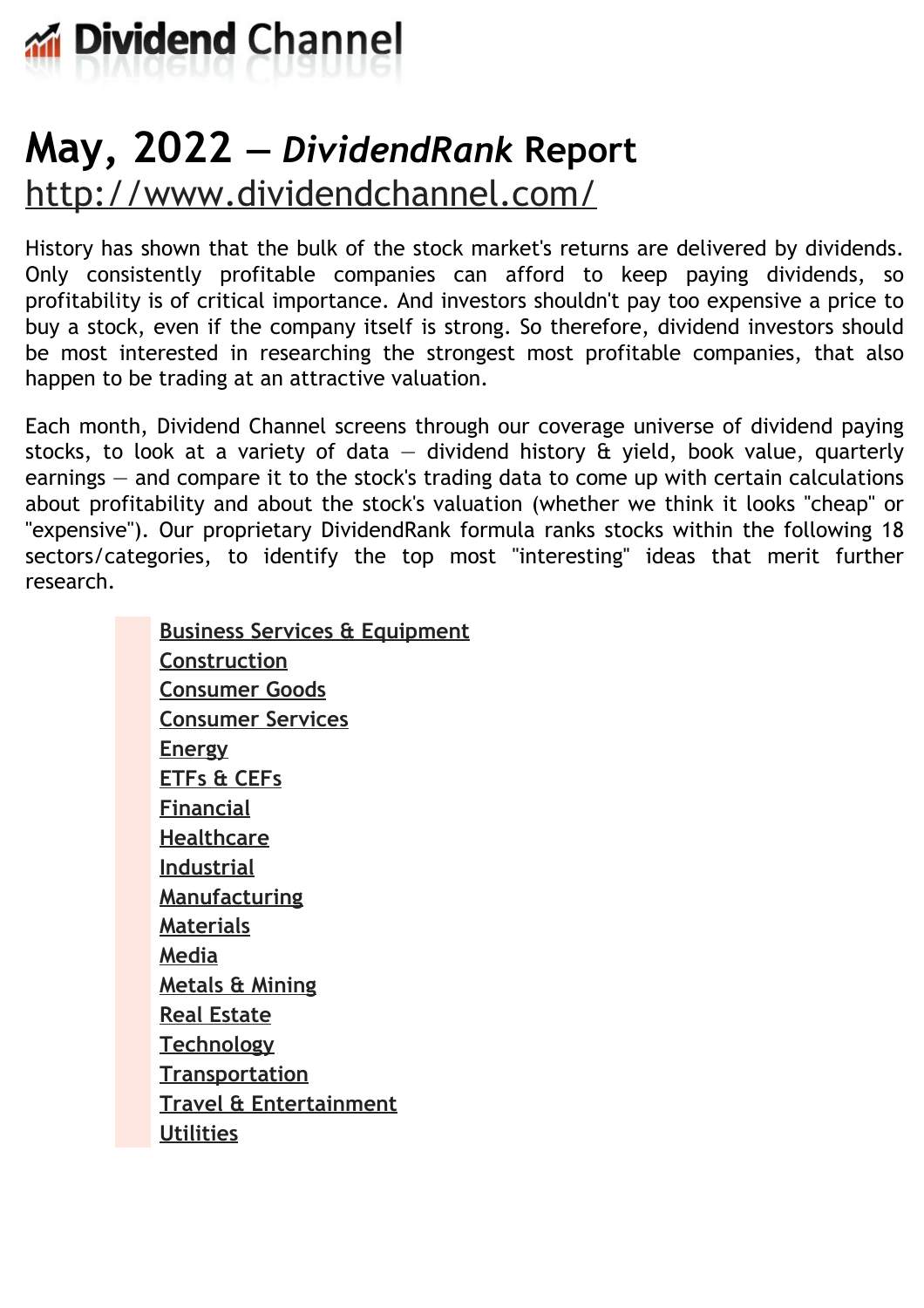Dividend Channel

# May, 2022 — *DividendRank* Report

http://www.dividendchannel.com/

History has shown that the bulk of the stock market's returns are delivered by dividends. Only consistently profitable companies can afford to keep paying dividends, so profitability is of critical importance. And investors shouldn't pay too expensive a price to buy a stock, even if the company itself is strong. So therefore, dividend investors should be most interested in researching the strongest most profitable companies, that also happen to be trading at an attractive valuation.

Each month, Dividend Channel screens through our coverage universe of dividend paying stocks, to look at a variety of data — dividend history & yield, book value, quarterly earnings — and compare it to the stock's trading data to come up with certain calculations about profitability and about the stock's valuation (whether we think it looks "cheap" or "expensive"). Our proprietary DividendRank formula ranks stocks within the following 18 sectors/categories, to identify the top most "interesting" ideas that merit further research.

- Business Services & Equipment
- Construction
- Consumer Goods
- Consumer Services
- Energy
- ETFs & CEFs
- Financial
- Healthcare
- Industrial
- Manufacturing
- Materials
- Media
- Metals & Mining
- Real Estate
- Technology
- Transportation
- Travel & Entertainment
- Utilities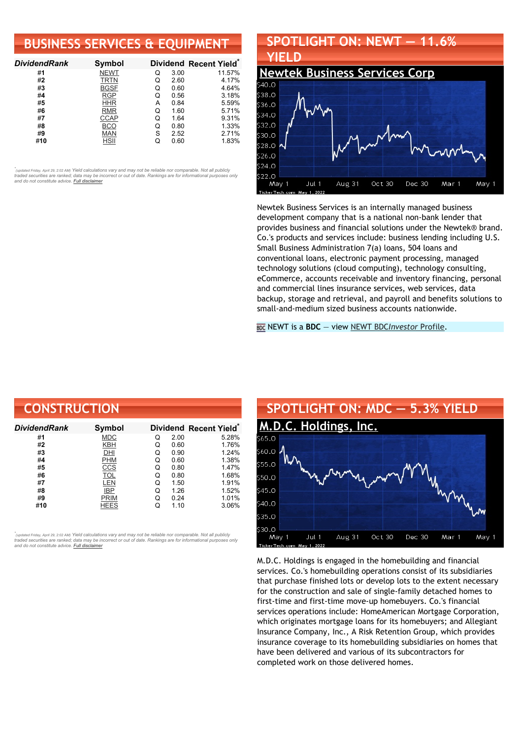## BUSINESS SERVICES & EQUIPMENT

| *DividendRank* | Symbol | Dividend | | Recent Yield* |
|---|---|---|---|---|
| #1 | NEWT | Q | 3.00 | 11.57% |
| #2 | TRTN | Q | 2.60 | 4.17% |
| #3 | BGSF | Q | 0.60 | 4.64% |
| #4 | RGP | Q | 0.56 | 3.18% |
| #5 | HHR | A | 0.84 | 5.59% |
| #6 | RMR | Q | 1.60 | 5.71% |
| #7 | CCAP | Q | 1.64 | 9.31% |
| #8 | BCO | Q | 0.80 | 1.33% |
| #9 | MAN | S | 2.52 | 2.71% |
| #10 | HSII | Q | 0.60 | 1.83% |

*(updated Friday, April 29, 2:02 AM) Yield calculations vary and may not be reliable nor comparable. Not all publicly traded securities are ranked; data may be incorrect or out of date. Rankings are for informational purposes only and do not constitute advice. Full disclaimer*

## SPOTLIGHT ON: NEWT — 11.6% YIELD

### Newtek Business Services Corp

Newtek Business Services is an internally managed business development company that is a national non-bank lender that provides business and financial solutions under the Newtek® brand. Co.'s products and services include: business lending including U.S. Small Business Administration 7(a) loans, 504 loans and conventional loans, electronic payment processing, managed technology solutions (cloud computing), technology consulting, eCommerce, accounts receivable and inventory financing, personal and commercial lines insurance services, web services, data backup, storage and retrieval, and payroll and benefits solutions to small-and-medium sized business accounts nationwide.

NEWT is a **BDC** — view NEWT BDC*Investor* Profile.

## CONSTRUCTION

| *DividendRank* | Symbol | Dividend | | Recent Yield* |
|---|---|---|---|---|
| #1 | MDC | Q | 2.00 | 5.28% |
| #2 | KBH | Q | 0.60 | 1.76% |
| #3 | DHI | Q | 0.90 | 1.24% |
| #4 | PHM | Q | 0.60 | 1.38% |
| #5 | CCS | Q | 0.80 | 1.47% |
| #6 | TOL | Q | 0.80 | 1.68% |
| #7 | LEN | Q | 1.50 | 1.91% |
| #8 | IBP | Q | 1.26 | 1.52% |
| #9 | PRIM | Q | 0.24 | 1.01% |
| #10 | HEES | Q | 1.10 | 3.06% |

*(updated Friday, April 29, 2:02 AM) Yield calculations vary and may not be reliable nor comparable. Not all publicly traded securities are ranked; data may be incorrect or out of date. Rankings are for informational purposes only and do not constitute advice. Full disclaimer*

## SPOTLIGHT ON: MDC — 5.3% YIELD

### M.D.C. Holdings, Inc.

M.D.C. Holdings is engaged in the homebuilding and financial services. Co.'s homebuilding operations consist of its subsidiaries that purchase finished lots or develop lots to the extent necessary for the construction and sale of single-family detached homes to first-time and first-time move-up homebuyers. Co.'s financial services operations include: HomeAmerican Mortgage Corporation, which originates mortgage loans for its homebuyers; and Allegiant Insurance Company, Inc., A Risk Retention Group, which provides insurance coverage to its homebuilding subsidiaries on homes that have been delivered and various of its subcontractors for completed work on those delivered homes.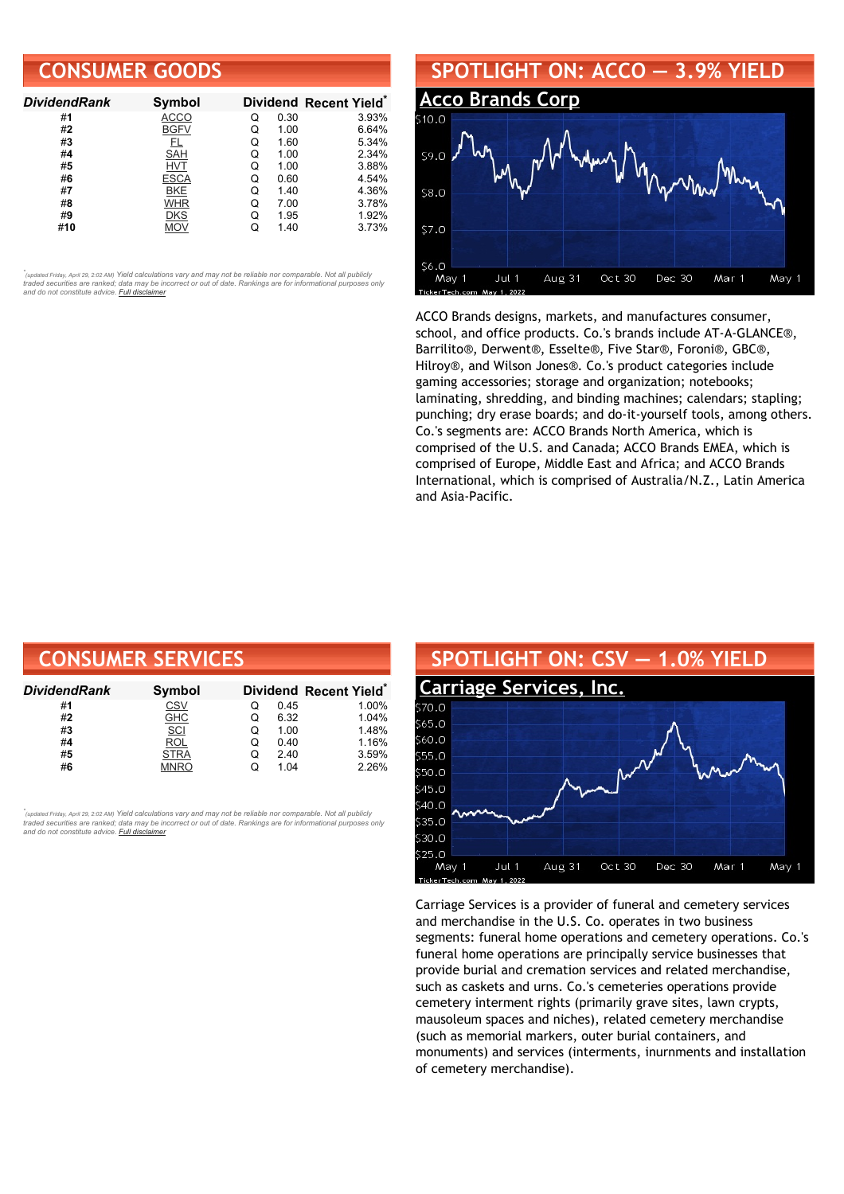## CONSUMER GOODS

| DividendRank | Symbol | Dividend | | Recent Yield* |
|---|---|---|---|---|
| #1 | ACCO | Q | 0.30 | 3.93% |
| #2 | BGFV | Q | 1.00 | 6.64% |
| #3 | FL | Q | 1.60 | 5.34% |
| #4 | SAH | Q | 1.00 | 2.34% |
| #5 | HVT | Q | 1.00 | 3.88% |
| #6 | ESCA | Q | 0.60 | 4.54% |
| #7 | BKE | Q | 1.40 | 4.36% |
| #8 | WHR | Q | 7.00 | 3.78% |
| #9 | DKS | Q | 1.95 | 1.92% |
| #10 | MOV | Q | 1.40 | 3.73% |

*(updated Friday, April 29, 2:02 AM) Yield calculations vary and may not be reliable nor comparable. Not all publicly traded securities are ranked; data may be incorrect or out of date. Rankings are for informational purposes only and do not constitute advice. Full disclaimer

## SPOTLIGHT ON: ACCO — 3.9% YIELD

### Acco Brands Corp

ACCO Brands designs, markets, and manufactures consumer, school, and office products. Co.'s brands include AT-A-GLANCE®, Barrilito®, Derwent®, Esselte®, Five Star®, Foroni®, GBC®, Hilroy®, and Wilson Jones®. Co.'s product categories include gaming accessories; storage and organization; notebooks; laminating, shredding, and binding machines; calendars; stapling; punching; dry erase boards; and do-it-yourself tools, among others. Co.'s segments are: ACCO Brands North America, which is comprised of the U.S. and Canada; ACCO Brands EMEA, which is comprised of Europe, Middle East and Africa; and ACCO Brands International, which is comprised of Australia/N.Z., Latin America and Asia-Pacific.

## CONSUMER SERVICES

| DividendRank | Symbol | Dividend | | Recent Yield* |
|---|---|---|---|---|
| #1 | CSV | Q | 0.45 | 1.00% |
| #2 | GHC | Q | 6.32 | 1.04% |
| #3 | SCI | Q | 1.00 | 1.48% |
| #4 | ROL | Q | 0.40 | 1.16% |
| #5 | STRA | Q | 2.40 | 3.59% |
| #6 | MNRO | Q | 1.04 | 2.26% |

*(updated Friday, April 29, 2:02 AM) Yield calculations vary and may not be reliable nor comparable. Not all publicly traded securities are ranked; data may be incorrect or out of date. Rankings are for informational purposes only and do not constitute advice. Full disclaimer

## SPOTLIGHT ON: CSV — 1.0% YIELD

### Carriage Services, Inc.

Carriage Services is a provider of funeral and cemetery services and merchandise in the U.S. Co. operates in two business segments: funeral home operations and cemetery operations. Co.'s funeral home operations are principally service businesses that provide burial and cremation services and related merchandise, such as caskets and urns. Co.'s cemeteries operations provide cemetery interment rights (primarily grave sites, lawn crypts, mausoleum spaces and niches), related cemetery merchandise (such as memorial markers, outer burial containers, and monuments) and services (interments, inurnments and installation of cemetery merchandise).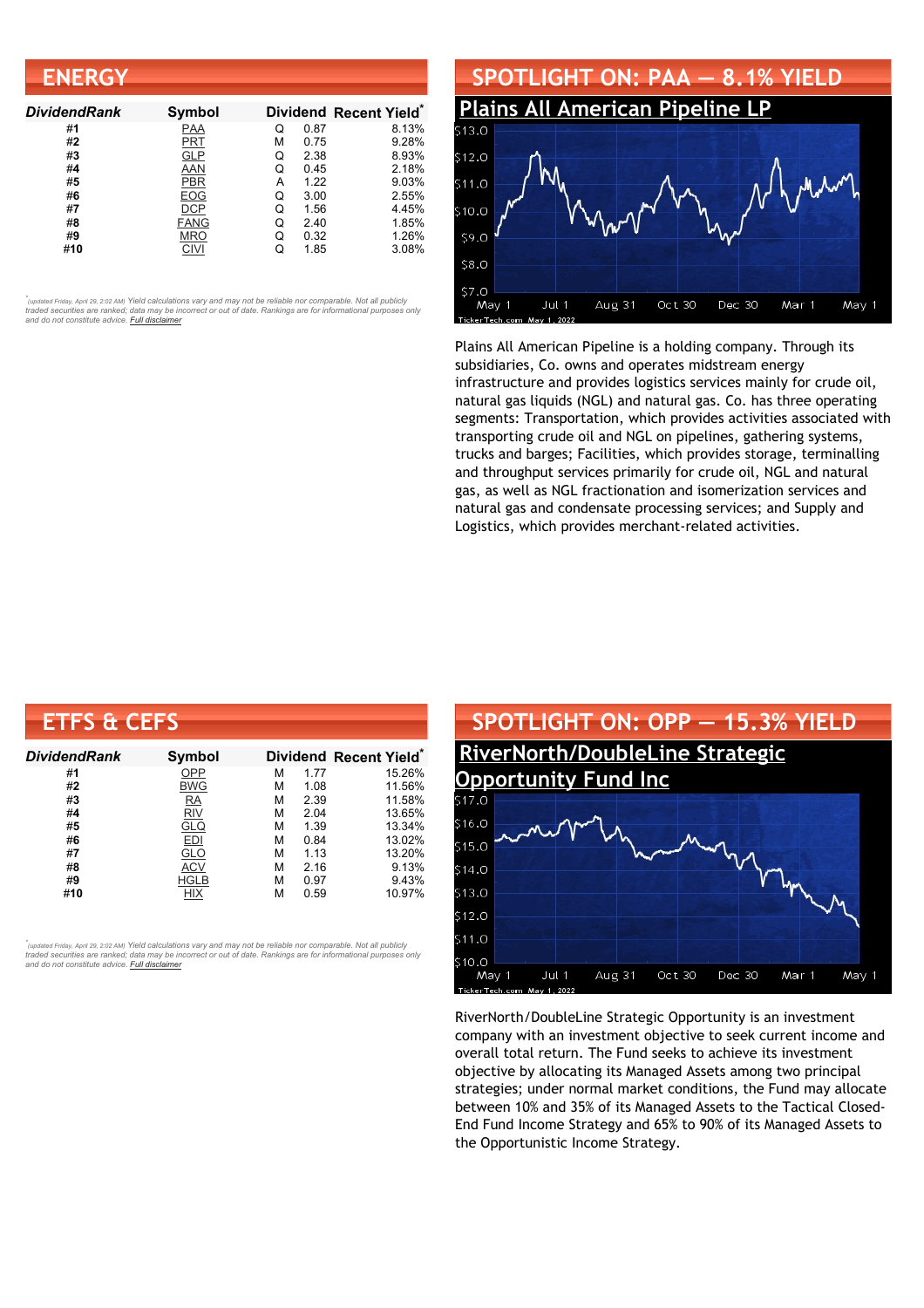## ENERGY

| DividendRank | Symbol | Dividend | | Recent Yield* |
|---|---|---|---|---|
| #1 | PAA | Q | 0.87 | 8.13% |
| #2 | PRT | M | 0.75 | 9.28% |
| #3 | GLP | Q | 2.38 | 8.93% |
| #4 | AAN | Q | 0.45 | 2.18% |
| #5 | PBR | A | 1.22 | 9.03% |
| #6 | EOG | Q | 3.00 | 2.55% |
| #7 | DCP | Q | 1.56 | 4.45% |
| #8 | FANG | Q | 2.40 | 1.85% |
| #9 | MRO | Q | 0.32 | 1.26% |
| #10 | CIVI | Q | 1.85 | 3.08% |

*(updated Friday, April 29, 2:02 AM) Yield calculations vary and may not be reliable nor comparable. Not all publicly traded securities are ranked; data may be incorrect or out of date. Rankings are for informational purposes only and do not constitute advice. Full disclaimer

## SPOTLIGHT ON: PAA — 8.1% YIELD

### Plains All American Pipeline LP

Plains All American Pipeline is a holding company. Through its subsidiaries, Co. owns and operates midstream energy infrastructure and provides logistics services mainly for crude oil, natural gas liquids (NGL) and natural gas. Co. has three operating segments: Transportation, which provides activities associated with transporting crude oil and NGL on pipelines, gathering systems, trucks and barges; Facilities, which provides storage, terminalling and throughput services primarily for crude oil, NGL and natural gas, as well as NGL fractionation and isomerization services and natural gas and condensate processing services; and Supply and Logistics, which provides merchant-related activities.

## ETFS & CEFS

| DividendRank | Symbol | Dividend | | Recent Yield* |
|---|---|---|---|---|
| #1 | OPP | M | 1.77 | 15.26% |
| #2 | BWG | M | 1.08 | 11.56% |
| #3 | RA | M | 2.39 | 11.58% |
| #4 | RIV | M | 2.04 | 13.65% |
| #5 | GLQ | M | 1.39 | 13.34% |
| #6 | EDI | M | 0.84 | 13.02% |
| #7 | GLO | M | 1.13 | 13.20% |
| #8 | ACV | M | 2.16 | 9.13% |
| #9 | HGLB | M | 0.97 | 9.43% |
| #10 | HIX | M | 0.59 | 10.97% |

*(updated Friday, April 29, 2:02 AM) Yield calculations vary and may not be reliable nor comparable. Not all publicly traded securities are ranked; data may be incorrect or out of date. Rankings are for informational purposes only and do not constitute advice. Full disclaimer

## SPOTLIGHT ON: OPP — 15.3% YIELD

### RiverNorth/DoubleLine Strategic Opportunity Fund Inc

RiverNorth/DoubleLine Strategic Opportunity is an investment company with an investment objective to seek current income and overall total return. The Fund seeks to achieve its investment objective by allocating its Managed Assets among two principal strategies; under normal market conditions, the Fund may allocate between 10% and 35% of its Managed Assets to the Tactical Closed-End Fund Income Strategy and 65% to 90% of its Managed Assets to the Opportunistic Income Strategy.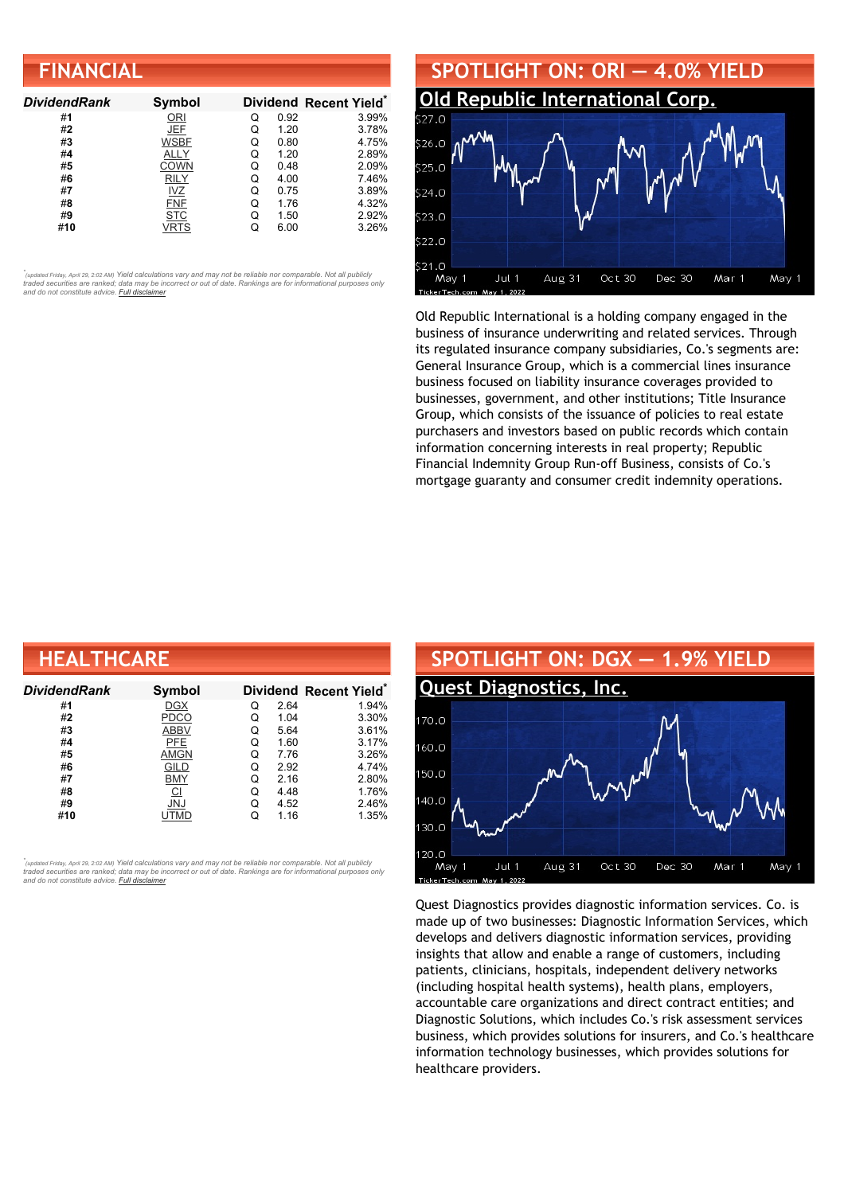## FINANCIAL

| *DividendRank* | Symbol | Dividend | | Recent Yield* |
|---|---|---|---|---|
| #1 | ORI | Q | 0.92 | 3.99% |
| #2 | JEF | Q | 1.20 | 3.78% |
| #3 | WSBF | Q | 0.80 | 4.75% |
| #4 | ALLY | Q | 1.20 | 2.89% |
| #5 | COWN | Q | 0.48 | 2.09% |
| #6 | RILY | Q | 4.00 | 7.46% |
| #7 | IVZ | Q | 0.75 | 3.89% |
| #8 | FNF | Q | 1.76 | 4.32% |
| #9 | STC | Q | 1.50 | 2.92% |
| #10 | VRTS | Q | 6.00 | 3.26% |

*(updated Friday, April 29, 2:02 AM) Yield calculations vary and may not be reliable nor comparable. Not all publicly traded securities are ranked; data may be incorrect or out of date. Rankings are for informational purposes only and do not constitute advice. Full disclaimer

## SPOTLIGHT ON: ORI — 4.0% YIELD

### Old Republic International Corp.

Old Republic International is a holding company engaged in the business of insurance underwriting and related services. Through its regulated insurance company subsidiaries, Co.'s segments are: General Insurance Group, which is a commercial lines insurance business focused on liability insurance coverages provided to businesses, government, and other institutions; Title Insurance Group, which consists of the issuance of policies to real estate purchasers and investors based on public records which contain information concerning interests in real property; Republic Financial Indemnity Group Run-off Business, consists of Co.'s mortgage guaranty and consumer credit indemnity operations.

## HEALTHCARE

| *DividendRank* | Symbol | Dividend | | Recent Yield* |
|---|---|---|---|---|
| #1 | DGX | Q | 2.64 | 1.94% |
| #2 | PDCO | Q | 1.04 | 3.30% |
| #3 | ABBV | Q | 5.64 | 3.61% |
| #4 | PFE | Q | 1.60 | 3.17% |
| #5 | AMGN | Q | 7.76 | 3.26% |
| #6 | GILD | Q | 2.92 | 4.74% |
| #7 | BMY | Q | 2.16 | 2.80% |
| #8 | CI | Q | 4.48 | 1.76% |
| #9 | JNJ | Q | 4.52 | 2.46% |
| #10 | UTMD | Q | 1.16 | 1.35% |

*(updated Friday, April 29, 2:02 AM) Yield calculations vary and may not be reliable nor comparable. Not all publicly traded securities are ranked; data may be incorrect or out of date. Rankings are for informational purposes only and do not constitute advice. Full disclaimer

## SPOTLIGHT ON: DGX — 1.9% YIELD

### Quest Diagnostics, Inc.

Quest Diagnostics provides diagnostic information services. Co. is made up of two businesses: Diagnostic Information Services, which develops and delivers diagnostic information services, providing insights that allow and enable a range of customers, including patients, clinicians, hospitals, independent delivery networks (including hospital health systems), health plans, employers, accountable care organizations and direct contract entities; and Diagnostic Solutions, which includes Co.'s risk assessment services business, which provides solutions for insurers, and Co.'s healthcare information technology businesses, which provides solutions for healthcare providers.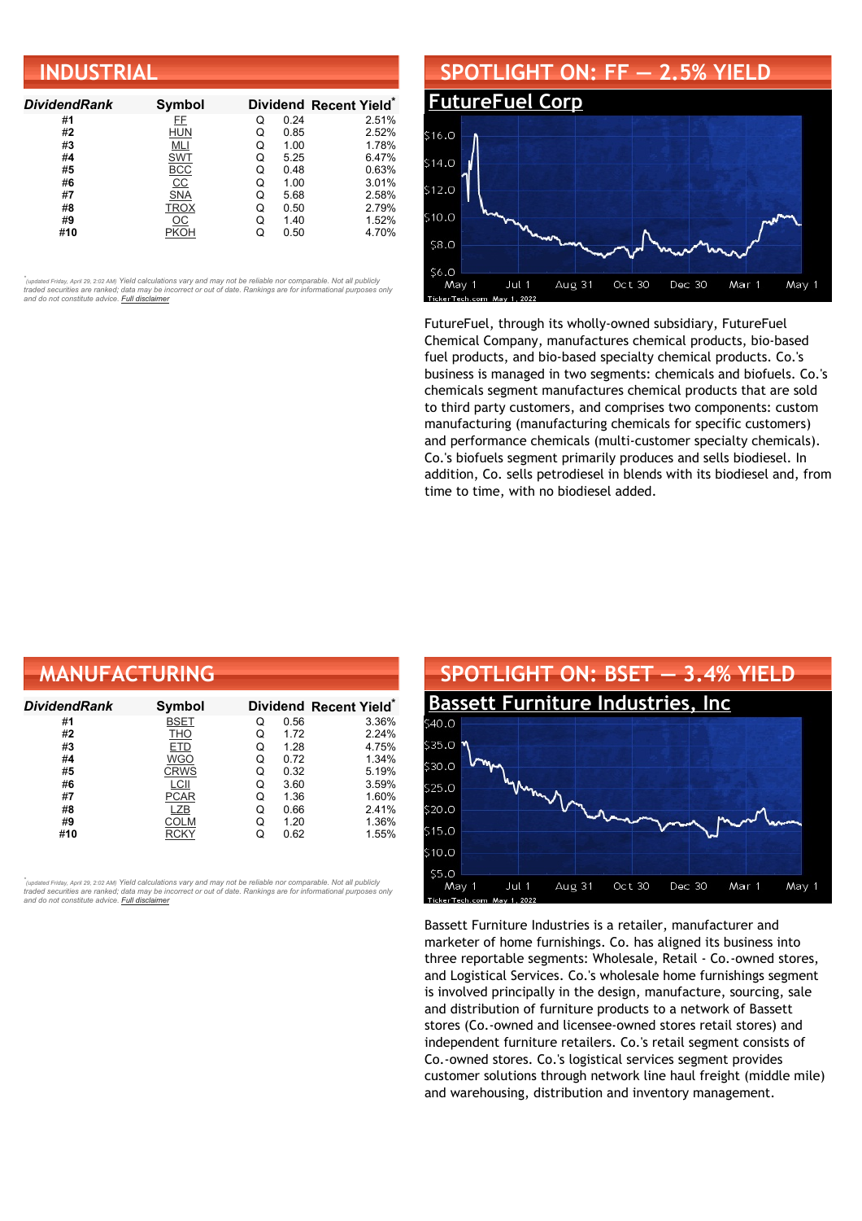## INDUSTRIAL

| DividendRank | Symbol | Dividend | | Recent Yield* |
|---|---|---|---|---|
| #1 | FF | Q | 0.24 | 2.51% |
| #2 | HUN | Q | 0.85 | 2.52% |
| #3 | MLI | Q | 1.00 | 1.78% |
| #4 | SWT | Q | 5.25 | 6.47% |
| #5 | BCC | Q | 0.48 | 0.63% |
| #6 | CC | Q | 1.00 | 3.01% |
| #7 | SNA | Q | 5.68 | 2.58% |
| #8 | TROX | Q | 0.50 | 2.79% |
| #9 | OC | Q | 1.40 | 1.52% |
| #10 | PKOH | Q | 0.50 | 4.70% |

*(updated Friday, April 29, 2:02 AM) Yield calculations vary and may not be reliable nor comparable. Not all publicly traded securities are ranked; data may be incorrect or out of date. Rankings are for informational purposes only and do not constitute advice. Full disclaimer

## SPOTLIGHT ON: FF — 2.5% YIELD

### FutureFuel Corp

FutureFuel, through its wholly-owned subsidiary, FutureFuel Chemical Company, manufactures chemical products, bio-based fuel products, and bio-based specialty chemical products. Co.'s business is managed in two segments: chemicals and biofuels. Co.'s chemicals segment manufactures chemical products that are sold to third party customers, and comprises two components: custom manufacturing (manufacturing chemicals for specific customers) and performance chemicals (multi-customer specialty chemicals). Co.'s biofuels segment primarily produces and sells biodiesel. In addition, Co. sells petrodiesel in blends with its biodiesel and, from time to time, with no biodiesel added.

## MANUFACTURING

| DividendRank | Symbol | Dividend | | Recent Yield* |
|---|---|---|---|---|
| #1 | BSET | Q | 0.56 | 3.36% |
| #2 | THO | Q | 1.72 | 2.24% |
| #3 | ETD | Q | 1.28 | 4.75% |
| #4 | WGO | Q | 0.72 | 1.34% |
| #5 | CRWS | Q | 0.32 | 5.19% |
| #6 | LCII | Q | 3.60 | 3.59% |
| #7 | PCAR | Q | 1.36 | 1.60% |
| #8 | LZB | Q | 0.66 | 2.41% |
| #9 | COLM | Q | 1.20 | 1.36% |
| #10 | RCKY | Q | 0.62 | 1.55% |

*(updated Friday, April 29, 2:02 AM) Yield calculations vary and may not be reliable nor comparable. Not all publicly traded securities are ranked; data may be incorrect or out of date. Rankings are for informational purposes only and do not constitute advice. Full disclaimer

## SPOTLIGHT ON: BSET — 3.4% YIELD

### Bassett Furniture Industries, Inc

Bassett Furniture Industries is a retailer, manufacturer and marketer of home furnishings. Co. has aligned its business into three reportable segments: Wholesale, Retail - Co.-owned stores, and Logistical Services. Co.'s wholesale home furnishings segment is involved principally in the design, manufacture, sourcing, sale and distribution of furniture products to a network of Bassett stores (Co.-owned and licensee-owned stores retail stores) and independent furniture retailers. Co.'s retail segment consists of Co.-owned stores. Co.'s logistical services segment provides customer solutions through network line haul freight (middle mile) and warehousing, distribution and inventory management.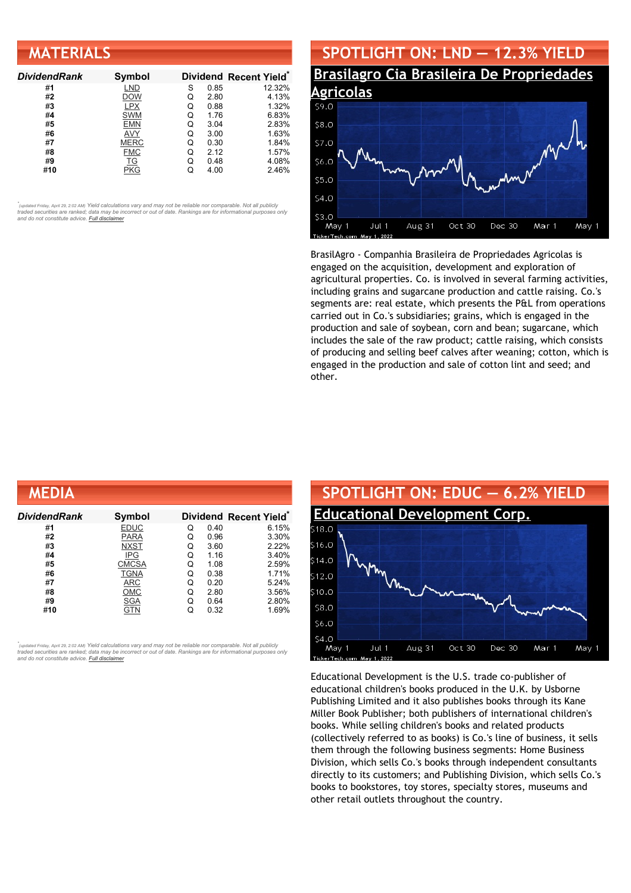## MATERIALS

| DividendRank | Symbol | | Dividend | Recent Yield* |
|---|---|---|---|---|
| #1 | LND | S | 0.85 | 12.32% |
| #2 | DOW | Q | 2.80 | 4.13% |
| #3 | LPX | Q | 0.88 | 1.32% |
| #4 | SWM | Q | 1.76 | 6.83% |
| #5 | EMN | Q | 3.04 | 2.83% |
| #6 | AVY | Q | 3.00 | 1.63% |
| #7 | MERC | Q | 0.30 | 1.84% |
| #8 | FMC | Q | 2.12 | 1.57% |
| #9 | TG | Q | 0.48 | 4.08% |
| #10 | PKG | Q | 4.00 | 2.46% |

*(updated Friday, April 29, 2:02 AM) Yield calculations vary and may not be reliable nor comparable. Not all publicly traded securities are ranked; data may be incorrect or out of date. Rankings are for informational purposes only and do not constitute advice. Full disclaimer

## SPOTLIGHT ON: LND — 12.3% YIELD

### Brasilagro Cia Brasileira De Propriedades Agricolas

BrasilAgro - Companhia Brasileira de Propriedades Agricolas is engaged on the acquisition, development and exploration of agricultural properties. Co. is involved in several farming activities, including grains and sugarcane production and cattle raising. Co.'s segments are: real estate, which presents the P&L from operations carried out in Co.'s subsidiaries; grains, which is engaged in the production and sale of soybean, corn and bean; sugarcane, which includes the sale of the raw product; cattle raising, which consists of producing and selling beef calves after weaning; cotton, which is engaged in the production and sale of cotton lint and seed; and other.

## MEDIA

| DividendRank | Symbol | | Dividend | Recent Yield* |
|---|---|---|---|---|
| #1 | EDUC | Q | 0.40 | 6.15% |
| #2 | PARA | Q | 0.96 | 3.30% |
| #3 | NXST | Q | 3.60 | 2.22% |
| #4 | IPG | Q | 1.16 | 3.40% |
| #5 | CMCSA | Q | 1.08 | 2.59% |
| #6 | TGNA | Q | 0.38 | 1.71% |
| #7 | ARC | Q | 0.20 | 5.24% |
| #8 | OMC | Q | 2.80 | 3.56% |
| #9 | SGA | Q | 0.64 | 2.80% |
| #10 | GTN | Q | 0.32 | 1.69% |

*(updated Friday, April 29, 2:02 AM) Yield calculations vary and may not be reliable nor comparable. Not all publicly traded securities are ranked; data may be incorrect or out of date. Rankings are for informational purposes only and do not constitute advice. Full disclaimer

## SPOTLIGHT ON: EDUC — 6.2% YIELD

### Educational Development Corp.

Educational Development is the U.S. trade co-publisher of educational children's books produced in the U.K. by Usborne Publishing Limited and it also publishes books through its Kane Miller Book Publisher; both publishers of international children's books. While selling children's books and related products (collectively referred to as books) is Co.'s line of business, it sells them through the following business segments: Home Business Division, which sells Co.'s books through independent consultants directly to its customers; and Publishing Division, which sells Co.'s books to bookstores, toy stores, specialty stores, museums and other retail outlets throughout the country.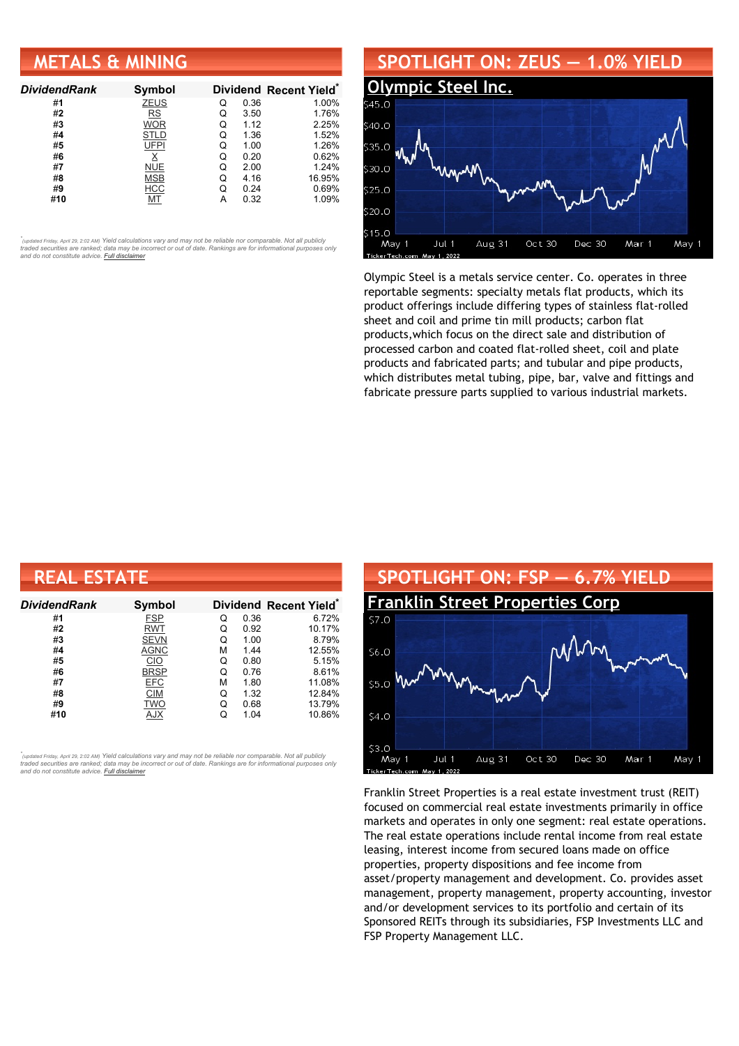## METALS & MINING

| DividendRank | Symbol | Dividend | | Recent Yield* |
|---|---|---|---|---|
| #1 | ZEUS | Q | 0.36 | 1.00% |
| #2 | RS | Q | 3.50 | 1.76% |
| #3 | WOR | Q | 1.12 | 2.25% |
| #4 | STLD | Q | 1.36 | 1.52% |
| #5 | UFPI | Q | 1.00 | 1.26% |
| #6 | X | Q | 0.20 | 0.62% |
| #7 | NUE | Q | 2.00 | 1.24% |
| #8 | MSB | Q | 4.16 | 16.95% |
| #9 | HCC | Q | 0.24 | 0.69% |
| #10 | MT | A | 0.32 | 1.09% |

*(updated Friday, April 29, 2:02 AM) Yield calculations vary and may not be reliable nor comparable. Not all publicly traded securities are ranked; data may be incorrect or out of date. Rankings are for informational purposes only and do not constitute advice. Full disclaimer

## SPOTLIGHT ON: ZEUS — 1.0% YIELD

### Olympic Steel Inc.

Olympic Steel is a metals service center. Co. operates in three reportable segments: specialty metals flat products, which its product offerings include differing types of stainless flat-rolled sheet and coil and prime tin mill products; carbon flat products,which focus on the direct sale and distribution of processed carbon and coated flat-rolled sheet, coil and plate products and fabricated parts; and tubular and pipe products, which distributes metal tubing, pipe, bar, valve and fittings and fabricate pressure parts supplied to various industrial markets.

## REAL ESTATE

| DividendRank | Symbol | Dividend | | Recent Yield* |
|---|---|---|---|---|
| #1 | FSP | Q | 0.36 | 6.72% |
| #2 | RWT | Q | 0.92 | 10.17% |
| #3 | SEVN | Q | 1.00 | 8.79% |
| #4 | AGNC | M | 1.44 | 12.55% |
| #5 | CIO | Q | 0.80 | 5.15% |
| #6 | BRSP | Q | 0.76 | 8.61% |
| #7 | EFC | M | 1.80 | 11.08% |
| #8 | CIM | Q | 1.32 | 12.84% |
| #9 | TWO | Q | 0.68 | 13.79% |
| #10 | AJX | Q | 1.04 | 10.86% |

*(updated Friday, April 29, 2:02 AM) Yield calculations vary and may not be reliable nor comparable. Not all publicly traded securities are ranked; data may be incorrect or out of date. Rankings are for informational purposes only and do not constitute advice. Full disclaimer

## SPOTLIGHT ON: FSP — 6.7% YIELD

### Franklin Street Properties Corp

Franklin Street Properties is a real estate investment trust (REIT) focused on commercial real estate investments primarily in office markets and operates in only one segment: real estate operations. The real estate operations include rental income from real estate leasing, interest income from secured loans made on office properties, property dispositions and fee income from asset/property management and development. Co. provides asset management, property management, property accounting, investor and/or development services to its portfolio and certain of its Sponsored REITs through its subsidiaries, FSP Investments LLC and FSP Property Management LLC.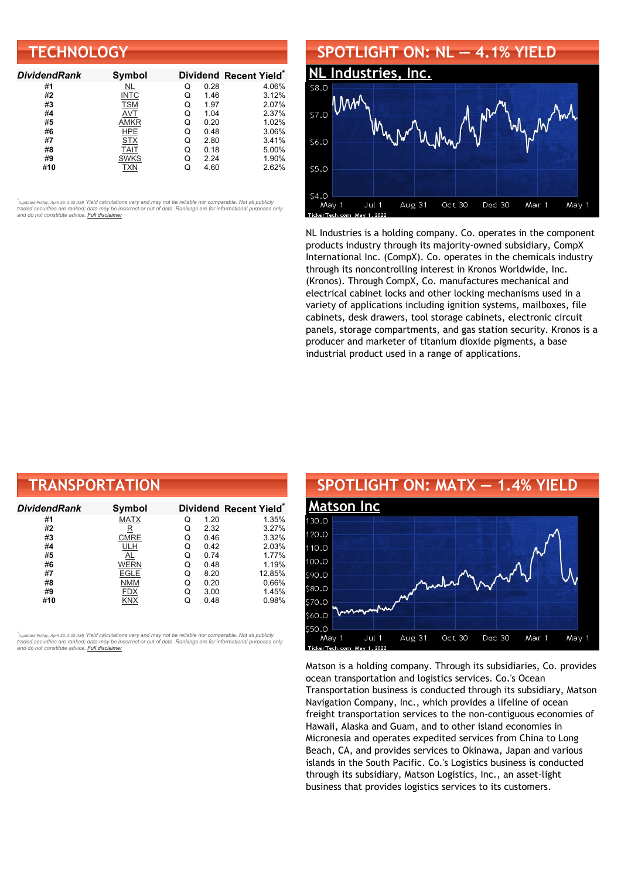## TECHNOLOGY

| DividendRank | Symbol | Dividend | | Recent Yield* |
|---|---|---|---|---|
| #1 | NL | Q | 0.28 | 4.06% |
| #2 | INTC | Q | 1.46 | 3.12% |
| #3 | TSM | Q | 1.97 | 2.07% |
| #4 | AVT | Q | 1.04 | 2.37% |
| #5 | AMKR | Q | 0.20 | 1.02% |
| #6 | HPE | Q | 0.48 | 3.06% |
| #7 | STX | Q | 2.80 | 3.41% |
| #8 | TAIT | Q | 0.18 | 5.00% |
| #9 | SWKS | Q | 2.24 | 1.90% |
| #10 | TXN | Q | 4.60 | 2.62% |

*(updated Friday, April 29, 2:02 AM) Yield calculations vary and may not be reliable nor comparable. Not all publicly traded securities are ranked; data may be incorrect or out of date. Rankings are for informational purposes only and do not constitute advice. Full disclaimer

## SPOTLIGHT ON: NL — 4.1% YIELD

### NL Industries, Inc.

NL Industries is a holding company. Co. operates in the component products industry through its majority-owned subsidiary, CompX International Inc. (CompX). Co. operates in the chemicals industry through its noncontrolling interest in Kronos Worldwide, Inc. (Kronos). Through CompX, Co. manufactures mechanical and electrical cabinet locks and other locking mechanisms used in a variety of applications including ignition systems, mailboxes, file cabinets, desk drawers, tool storage cabinets, electronic circuit panels, storage compartments, and gas station security. Kronos is a producer and marketer of titanium dioxide pigments, a base industrial product used in a range of applications.

## TRANSPORTATION

| DividendRank | Symbol | Dividend | | Recent Yield* |
|---|---|---|---|---|
| #1 | MATX | Q | 1.20 | 1.35% |
| #2 | R | Q | 2.32 | 3.27% |
| #3 | CMRE | Q | 0.46 | 3.32% |
| #4 | ULH | Q | 0.42 | 2.03% |
| #5 | AL | Q | 0.74 | 1.77% |
| #6 | WERN | Q | 0.48 | 1.19% |
| #7 | EGLE | Q | 8.20 | 12.85% |
| #8 | NMM | Q | 0.20 | 0.66% |
| #9 | FDX | Q | 3.00 | 1.45% |
| #10 | KNX | Q | 0.48 | 0.98% |

*(updated Friday, April 29, 2:02 AM) Yield calculations vary and may not be reliable nor comparable. Not all publicly traded securities are ranked; data may be incorrect or out of date. Rankings are for informational purposes only and do not constitute advice. Full disclaimer

## SPOTLIGHT ON: MATX — 1.4% YIELD

### Matson Inc

Matson is a holding company. Through its subsidiaries, Co. provides ocean transportation and logistics services. Co.'s Ocean Transportation business is conducted through its subsidiary, Matson Navigation Company, Inc., which provides a lifeline of ocean freight transportation services to the non-contiguous economies of Hawaii, Alaska and Guam, and to other island economies in Micronesia and operates expedited services from China to Long Beach, CA, and provides services to Okinawa, Japan and various islands in the South Pacific. Co.'s Logistics business is conducted through its subsidiary, Matson Logistics, Inc., an asset-light business that provides logistics services to its customers.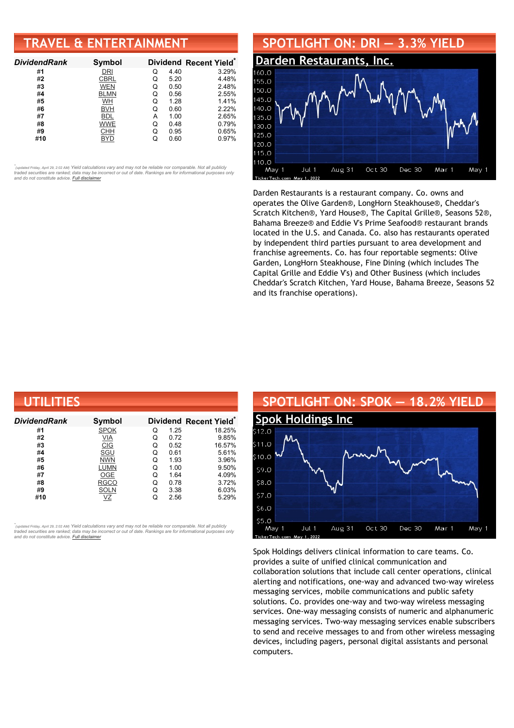## TRAVEL & ENTERTAINMENT

| DividendRank | Symbol | Dividend | | Recent Yield* |
|---|---|---|---|---|
| #1 | DRI | Q | 4.40 | 3.29% |
| #2 | CBRL | Q | 5.20 | 4.48% |
| #3 | WEN | Q | 0.50 | 2.48% |
| #4 | BLMN | Q | 0.56 | 2.55% |
| #5 | WH | Q | 1.28 | 1.41% |
| #6 | BVH | Q | 0.60 | 2.22% |
| #7 | BDL | A | 1.00 | 2.65% |
| #8 | WWE | Q | 0.48 | 0.79% |
| #9 | CHH | Q | 0.95 | 0.65% |
| #10 | BYD | Q | 0.60 | 0.97% |

*(updated Friday, April 29, 2:02 AM) *Yield calculations vary and may not be reliable nor comparable. Not all publicly traded securities are ranked; data may be incorrect or out of date. Rankings are for informational purposes only and do not constitute advice. Full disclaimer*

## SPOTLIGHT ON: DRI — 3.3% YIELD

### Darden Restaurants, Inc.

Darden Restaurants is a restaurant company. Co. owns and operates the Olive Garden®, LongHorn Steakhouse®, Cheddar's Scratch Kitchen®, Yard House®, The Capital Grille®, Seasons 52®, Bahama Breeze® and Eddie V's Prime Seafood® restaurant brands located in the U.S. and Canada. Co. also has restaurants operated by independent third parties pursuant to area development and franchise agreements. Co. has four reportable segments: Olive Garden, LongHorn Steakhouse, Fine Dining (which includes The Capital Grille and Eddie V's) and Other Business (which includes Cheddar's Scratch Kitchen, Yard House, Bahama Breeze, Seasons 52 and its franchise operations).

## UTILITIES

| DividendRank | Symbol | Dividend | | Recent Yield* |
|---|---|---|---|---|
| #1 | SPOK | Q | 1.25 | 18.25% |
| #2 | VIA | Q | 0.72 | 9.85% |
| #3 | CIG | Q | 0.52 | 16.57% |
| #4 | SGU | Q | 0.61 | 5.61% |
| #5 | NWN | Q | 1.93 | 3.96% |
| #6 | LUMN | Q | 1.00 | 9.50% |
| #7 | OGE | Q | 1.64 | 4.09% |
| #8 | RGCO | Q | 0.78 | 3.72% |
| #9 | SOLN | Q | 3.38 | 6.03% |
| #10 | VZ | Q | 2.56 | 5.29% |

*(updated Friday, April 29, 2:02 AM) *Yield calculations vary and may not be reliable nor comparable. Not all publicly traded securities are ranked; data may be incorrect or out of date. Rankings are for informational purposes only and do not constitute advice. Full disclaimer*

## SPOTLIGHT ON: SPOK — 18.2% YIELD

### Spok Holdings Inc

Spok Holdings delivers clinical information to care teams. Co. provides a suite of unified clinical communication and collaboration solutions that include call center operations, clinical alerting and notifications, one-way and advanced two-way wireless messaging services, mobile communications and public safety solutions. Co. provides one-way and two-way wireless messaging services. One-way messaging consists of numeric and alphanumeric messaging services. Two-way messaging services enable subscribers to send and receive messages to and from other wireless messaging devices, including pagers, personal digital assistants and personal computers.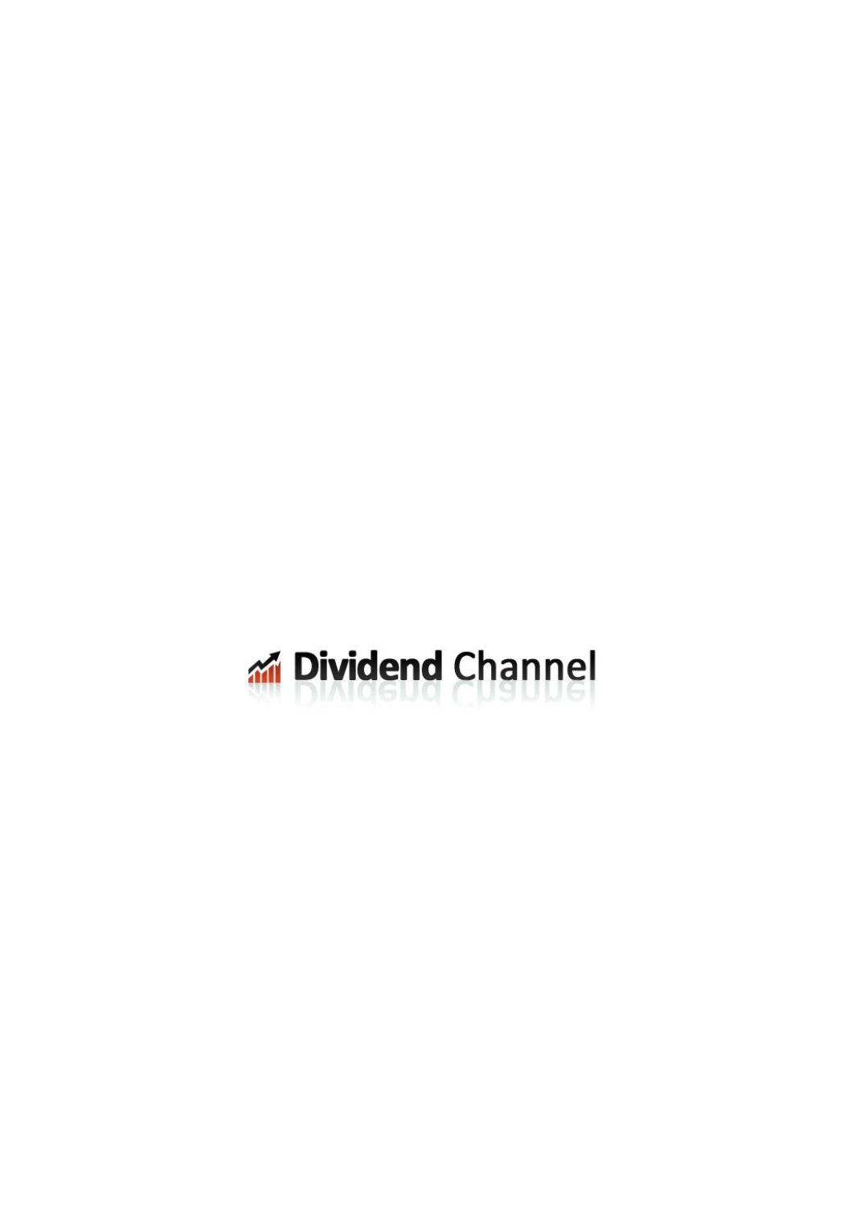Dividend Channel